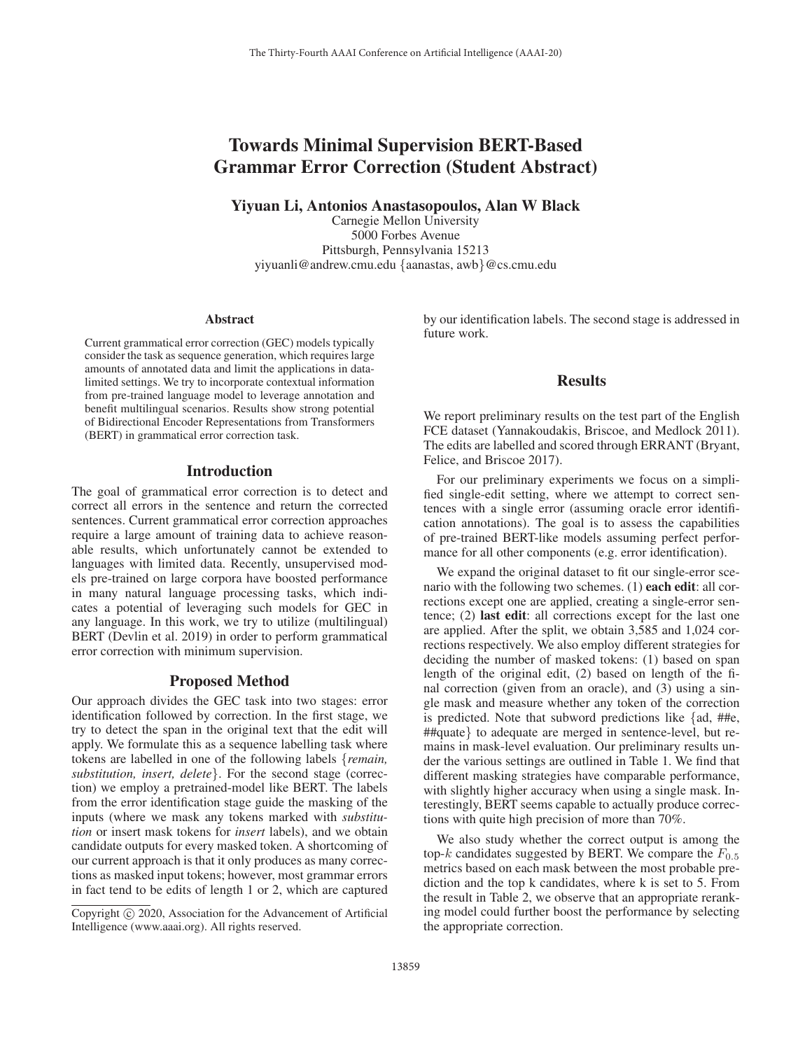# Towards Minimal Supervision BERT-Based Grammar Error Correction (Student Abstract)

**Yiyuan Li, Antonios Anastasopoulos, Alan W Black**

Carnegie Mellon University
5000 Forbes Avenue
Pittsburgh, Pennsylvania 15213
yiyuanli@andrew.cmu.edu {aanastas, awb}@cs.cmu.edu

## Abstract

Current grammatical error correction (GEC) models typically consider the task as sequence generation, which requires large amounts of annotated data and limit the applications in data-limited settings. We try to incorporate contextual information from pre-trained language model to leverage annotation and benefit multilingual scenarios. Results show strong potential of Bidirectional Encoder Representations from Transformers (BERT) in grammatical error correction task.

## Introduction

The goal of grammatical error correction is to detect and correct all errors in the sentence and return the corrected sentences. Current grammatical error correction approaches require a large amount of training data to achieve reasonable results, which unfortunately cannot be extended to languages with limited data. Recently, unsupervised models pre-trained on large corpora have boosted performance in many natural language processing tasks, which indicates a potential of leveraging such models for GEC in any language. In this work, we try to utilize (multilingual) BERT (Devlin et al. 2019) in order to perform grammatical error correction with minimum supervision.

## Proposed Method

Our approach divides the GEC task into two stages: error identification followed by correction. In the first stage, we try to detect the span in the original text that the edit will apply. We formulate this as a sequence labelling task where tokens are labelled in one of the following labels {*remain, substitution, insert, delete*}. For the second stage (correction) we employ a pretrained-model like BERT. The labels from the error identification stage guide the masking of the inputs (where we mask any tokens marked with *substitution* or insert mask tokens for *insert* labels), and we obtain candidate outputs for every masked token. A shortcoming of our current approach is that it only produces as many corrections as masked input tokens; however, most grammar errors in fact tend to be edits of length 1 or 2, which are captured by our identification labels. The second stage is addressed in future work.

## Results

We report preliminary results on the test part of the English FCE dataset (Yannakoudakis, Briscoe, and Medlock 2011). The edits are labelled and scored through ERRANT (Bryant, Felice, and Briscoe 2017).

For our preliminary experiments we focus on a simplified single-edit setting, where we attempt to correct sentences with a single error (assuming oracle error identification annotations). The goal is to assess the capabilities of pre-trained BERT-like models assuming perfect performance for all other components (e.g. error identification).

We expand the original dataset to fit our single-error scenario with the following two schemes. (1) **each edit**: all corrections except one are applied, creating a single-error sentence; (2) **last edit**: all corrections except for the last one are applied. After the split, we obtain 3,585 and 1,024 corrections respectively. We also employ different strategies for deciding the number of masked tokens: (1) based on span length of the original edit, (2) based on length of the final correction (given from an oracle), and (3) using a single mask and measure whether any token of the correction is predicted. Note that subword predictions like {ad, ##e, ##quate} to adequate are merged in sentence-level, but remains in mask-level evaluation. Our preliminary results under the various settings are outlined in Table 1. We find that different masking strategies have comparable performance, with slightly higher accuracy when using a single mask. Interestingly, BERT seems capable to actually produce corrections with quite high precision of more than 70%.

We also study whether the correct output is among the top-$k$ candidates suggested by BERT. We compare the $F_{0.5}$ metrics based on each mask between the most probable prediction and the top k candidates, where k is set to 5. From the result in Table 2, we observe that an appropriate reranking model could further boost the performance by selecting the appropriate correction.

Copyright © 2020, Association for the Advancement of Artificial Intelligence (www.aaai.org). All rights reserved.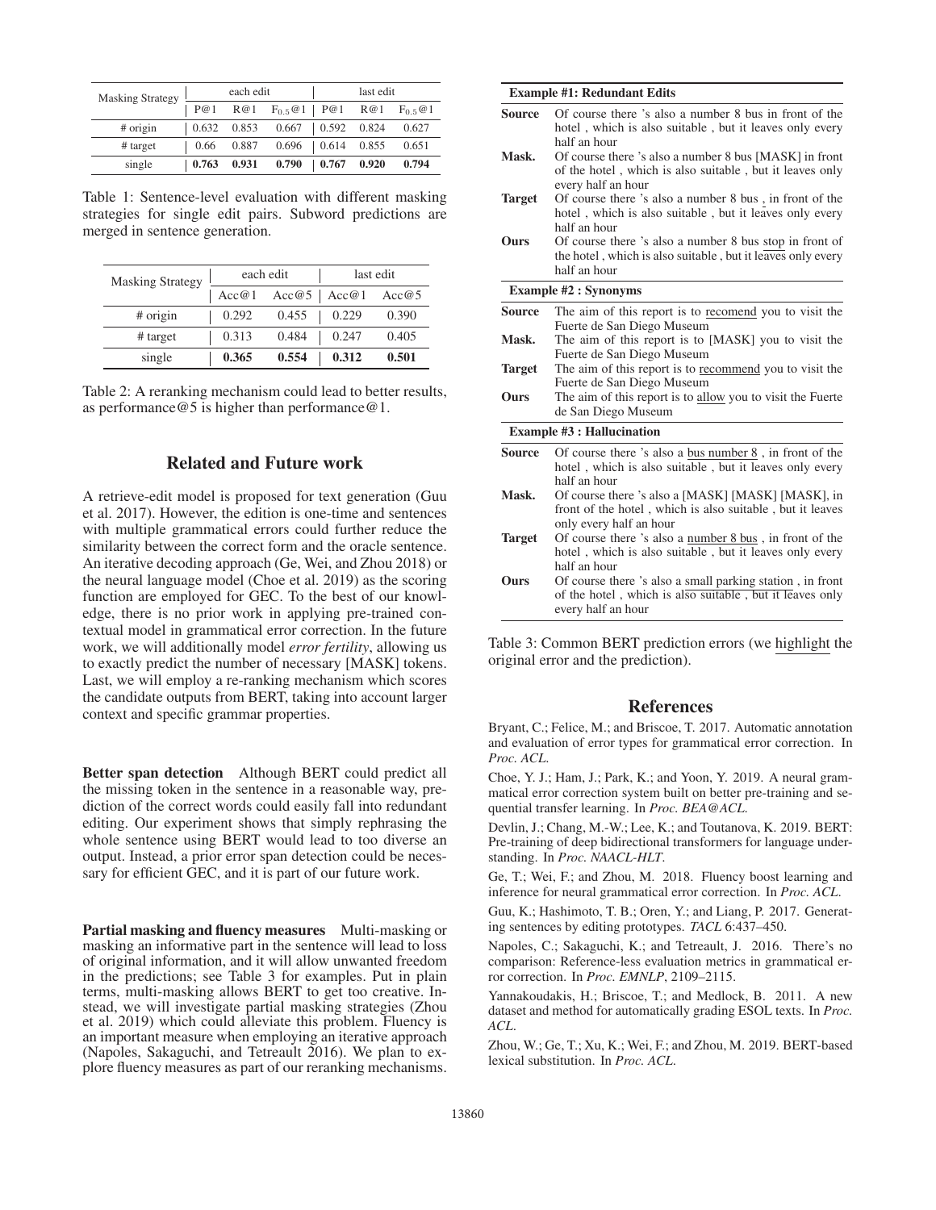| Masking Strategy | each edit | | | last edit | | |
|---|---|---|---|---|---|---|
| | P@1 | R@1 | $F_{0.5}$@1 | P@1 | R@1 | $F_{0.5}$@1 |
| # origin | 0.632 | 0.853 | 0.667 | 0.592 | 0.824 | 0.627 |
| # target | 0.66 | 0.887 | 0.696 | 0.614 | 0.855 | 0.651 |
| single | **0.763** | **0.931** | **0.790** | **0.767** | **0.920** | **0.794** |

Table 1: Sentence-level evaluation with different masking strategies for single edit pairs. Subword predictions are merged in sentence generation.

| Masking Strategy | each edit | | last edit | |
|---|---|---|---|---|
| | Acc@1 | Acc@5 | Acc@1 | Acc@5 |
| # origin | 0.292 | 0.455 | 0.229 | 0.390 |
| # target | 0.313 | 0.484 | 0.247 | 0.405 |
| single | **0.365** | **0.554** | **0.312** | **0.501** |

Table 2: A reranking mechanism could lead to better results, as performance@5 is higher than performance@1.

## Related and Future work

A retrieve-edit model is proposed for text generation (Guu et al. 2017). However, the edition is one-time and sentences with multiple grammatical errors could further reduce the similarity between the correct form and the oracle sentence. An iterative decoding approach (Ge, Wei, and Zhou 2018) or the neural language model (Choe et al. 2019) as the scoring function are employed for GEC. To the best of our knowledge, there is no prior work in applying pre-trained contextual model in grammatical error correction. In the future work, we will additionally model *error fertility*, allowing us to exactly predict the number of necessary [MASK] tokens. Last, we will employ a re-ranking mechanism which scores the candidate outputs from BERT, taking into account larger context and specific grammar properties.

**Better span detection** Although BERT could predict all the missing token in the sentence in a reasonable way, prediction of the correct words could easily fall into redundant editing. Our experiment shows that simply rephrasing the whole sentence using BERT would lead to too diverse an output. Instead, a prior error span detection could be necessary for efficient GEC, and it is part of our future work.

**Partial masking and fluency measures** Multi-masking or masking an informative part in the sentence will lead to loss of original information, and it will allow unwanted freedom in the predictions; see Table 3 for examples. Put in plain terms, multi-masking allows BERT to get too creative. Instead, we will investigate partial masking strategies (Zhou et al. 2019) which could alleviate this problem. Fluency is an important measure when employing an iterative approach (Napoles, Sakaguchi, and Tetreault 2016). We plan to explore fluency measures as part of our reranking mechanisms.

| | |
|---|---|
| **Example #1: Redundant Edits** | |
| **Source** | Of course there 's also a number 8 bus in front of the hotel , which is also suitable , but it leaves only every half an hour |
| **Mask.** | Of course there 's also a number 8 bus [MASK] in front of the hotel , which is also suitable , but it leaves only every half an hour |
| **Target** | Of course there 's also a number 8 bus , in front of the hotel , which is also suitable , but it leaves only every half an hour |
| **Ours** | Of course there 's also a number 8 bus stop in front of the hotel , which is also suitable , but it leaves only every half an hour |
| **Example #2 : Synonyms** | |
| **Source** | The aim of this report is to recomend you to visit the Fuerte de San Diego Museum |
| **Mask.** | The aim of this report is to [MASK] you to visit the Fuerte de San Diego Museum |
| **Target** | The aim of this report is to recommend you to visit the Fuerte de San Diego Museum |
| **Ours** | The aim of this report is to allow you to visit the Fuerte de San Diego Museum |
| **Example #3 : Hallucination** | |
| **Source** | Of course there 's also a bus number 8 , in front of the hotel , which is also suitable , but it leaves only every half an hour |
| **Mask.** | Of course there 's also a [MASK] [MASK] [MASK], in front of the hotel , which is also suitable , but it leaves only every half an hour |
| **Target** | Of course there 's also a number 8 bus , in front of the hotel , which is also suitable , but it leaves only every half an hour |
| **Ours** | Of course there 's also a small parking station , in front of the hotel , which is also suitable , but it leaves only every half an hour |

Table 3: Common BERT prediction errors (we highlight the original error and the prediction).

## References

Bryant, C.; Felice, M.; and Briscoe, T. 2017. Automatic annotation and evaluation of error types for grammatical error correction. In *Proc. ACL*.

Choe, Y. J.; Ham, J.; Park, K.; and Yoon, Y. 2019. A neural grammatical error correction system built on better pre-training and sequential transfer learning. In *Proc. BEA@ACL*.

Devlin, J.; Chang, M.-W.; Lee, K.; and Toutanova, K. 2019. BERT: Pre-training of deep bidirectional transformers for language understanding. In *Proc. NAACL-HLT*.

Ge, T.; Wei, F.; and Zhou, M. 2018. Fluency boost learning and inference for neural grammatical error correction. In *Proc. ACL*.

Guu, K.; Hashimoto, T. B.; Oren, Y.; and Liang, P. 2017. Generating sentences by editing prototypes. *TACL* 6:437–450.

Napoles, C.; Sakaguchi, K.; and Tetreault, J. 2016. There's no comparison: Reference-less evaluation metrics in grammatical error correction. In *Proc. EMNLP*, 2109–2115.

Yannakoudakis, H.; Briscoe, T.; and Medlock, B. 2011. A new dataset and method for automatically grading ESOL texts. In *Proc. ACL*.

Zhou, W.; Ge, T.; Xu, K.; Wei, F.; and Zhou, M. 2019. BERT-based lexical substitution. In *Proc. ACL*.